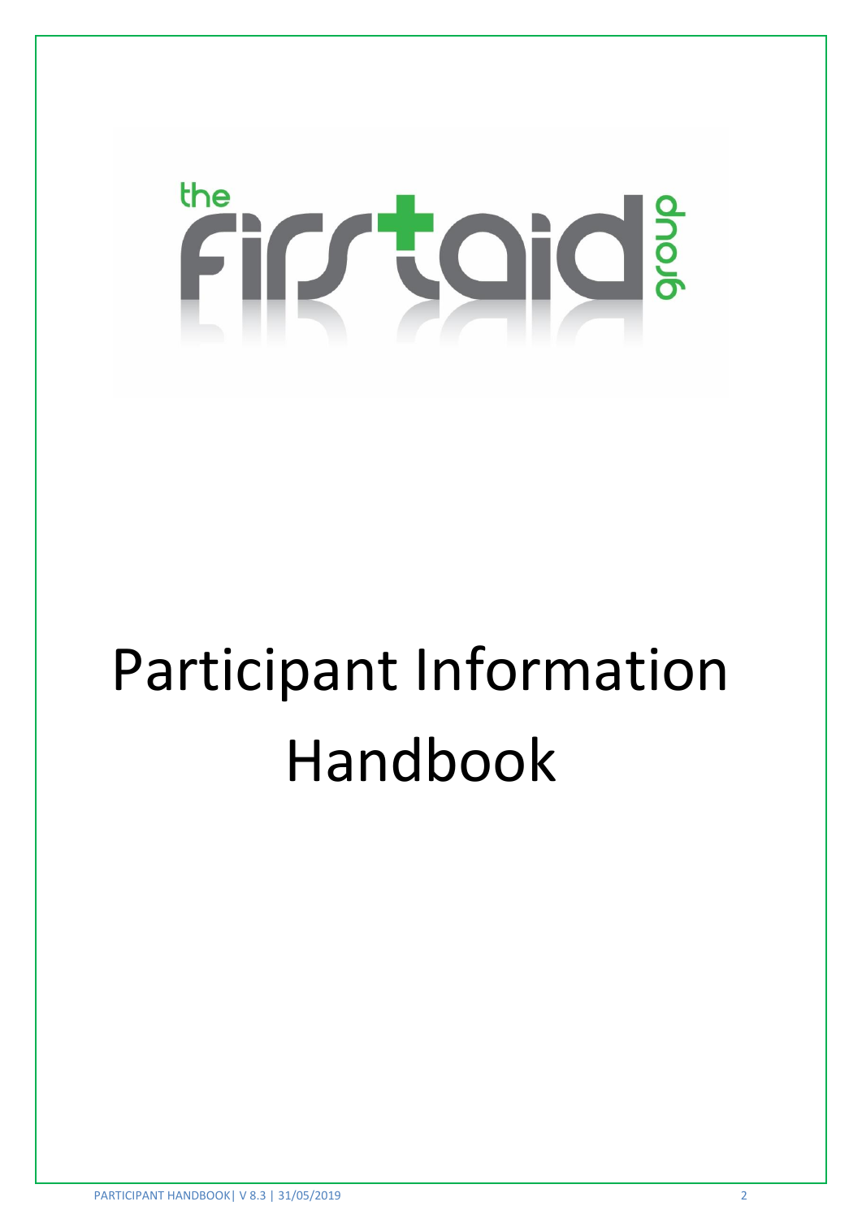the first aid group

# Participant Information Handbook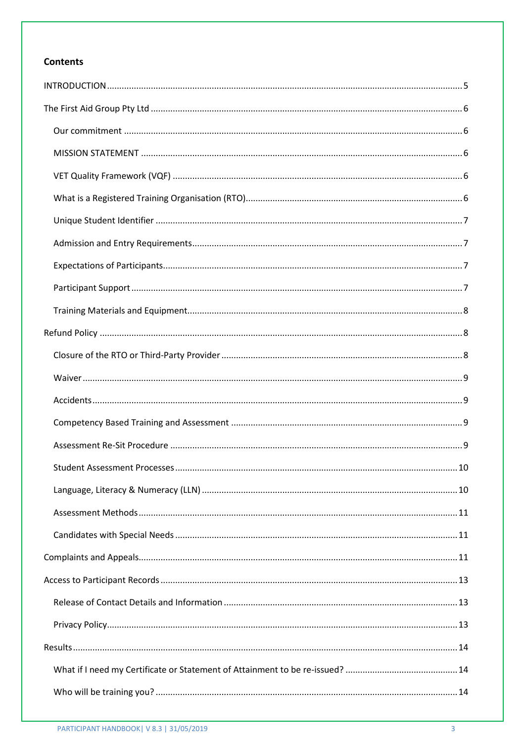**Contents**

INTRODUCTION ..... 5

The First Aid Group Pty Ltd ..... 6

- Our commitment ..... 6
- MISSION STATEMENT ..... 6
- VET Quality Framework (VQF) ..... 6
- What is a Registered Training Organisation (RTO) ..... 6
- Unique Student Identifier ..... 7
- Admission and Entry Requirements ..... 7
- Expectations of Participants ..... 7
- Participant Support ..... 7
- Training Materials and Equipment ..... 8

Refund Policy ..... 8

- Closure of the RTO or Third-Party Provider ..... 8
- Waiver ..... 9
- Accidents ..... 9
- Competency Based Training and Assessment ..... 9
- Assessment Re-Sit Procedure ..... 9
- Student Assessment Processes ..... 10
- Language, Literacy & Numeracy (LLN) ..... 10
- Assessment Methods ..... 11
- Candidates with Special Needs ..... 11

Complaints and Appeals ..... 11

Access to Participant Records ..... 13

- Release of Contact Details and Information ..... 13
- Privacy Policy ..... 13

Results ..... 14

- What if I need my Certificate or Statement of Attainment to be re-issued? ..... 14
- Who will be training you? ..... 14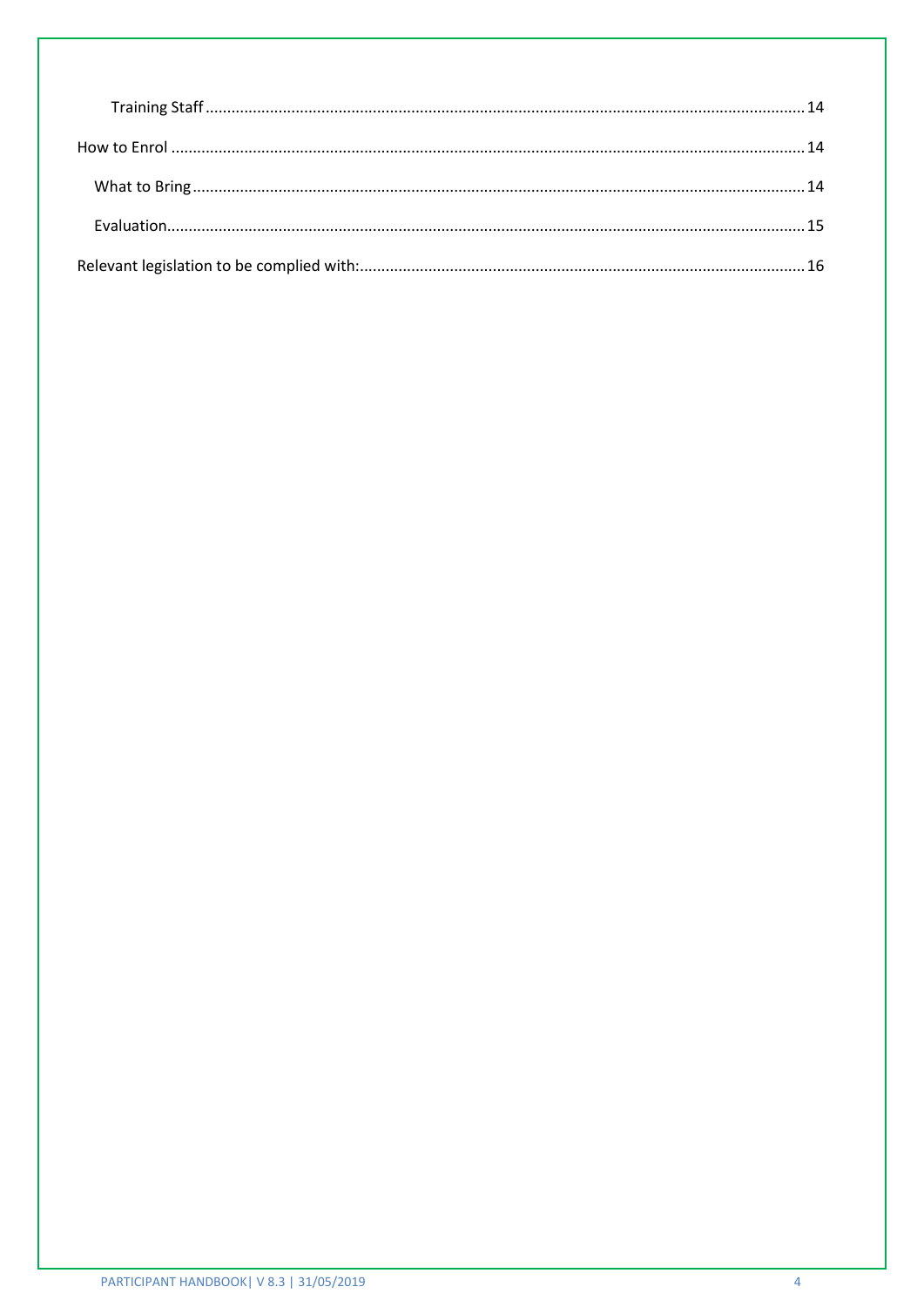Training Staff ........................................................................................................................ 14

How to Enrol ................................................................................................................................ 14

What to Bring ........................................................................................................................... 14

Evaluation .................................................................................................................................. 15

Relevant legislation to be complied with: ..................................................................................... 16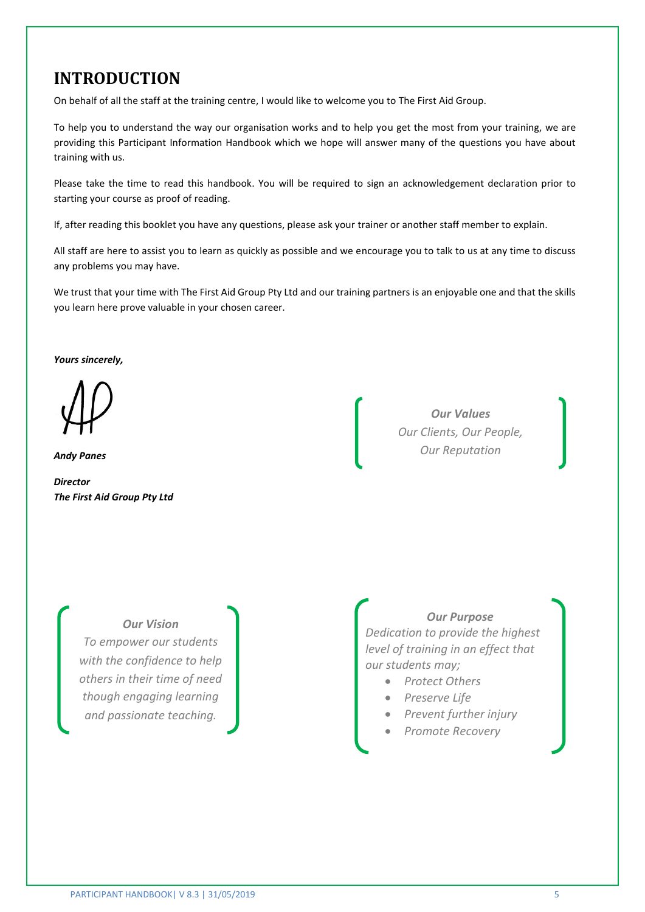# INTRODUCTION

On behalf of all the staff at the training centre, I would like to welcome you to The First Aid Group.

To help you to understand the way our organisation works and to help you get the most from your training, we are providing this Participant Information Handbook which we hope will answer many of the questions you have about training with us.

Please take the time to read this handbook. You will be required to sign an acknowledgement declaration prior to starting your course as proof of reading.

If, after reading this booklet you have any questions, please ask your trainer or another staff member to explain.

All staff are here to assist you to learn as quickly as possible and we encourage you to talk to us at any time to discuss any problems you may have.

We trust that your time with The First Aid Group Pty Ltd and our training partners is an enjoyable one and that the skills you learn here prove valuable in your chosen career.

***Yours sincerely,***

***Andy Panes***

***Director***
***The First Aid Group Pty Ltd***

***Our Values***
*Our Clients, Our People, Our Reputation*

***Our Vision***
*To empower our students with the confidence to help others in their time of need though engaging learning and passionate teaching.*

***Our Purpose***
*Dedication to provide the highest level of training in an effect that our students may;*

- *Protect Others*
- *Preserve Life*
- *Prevent further injury*
- *Promote Recovery*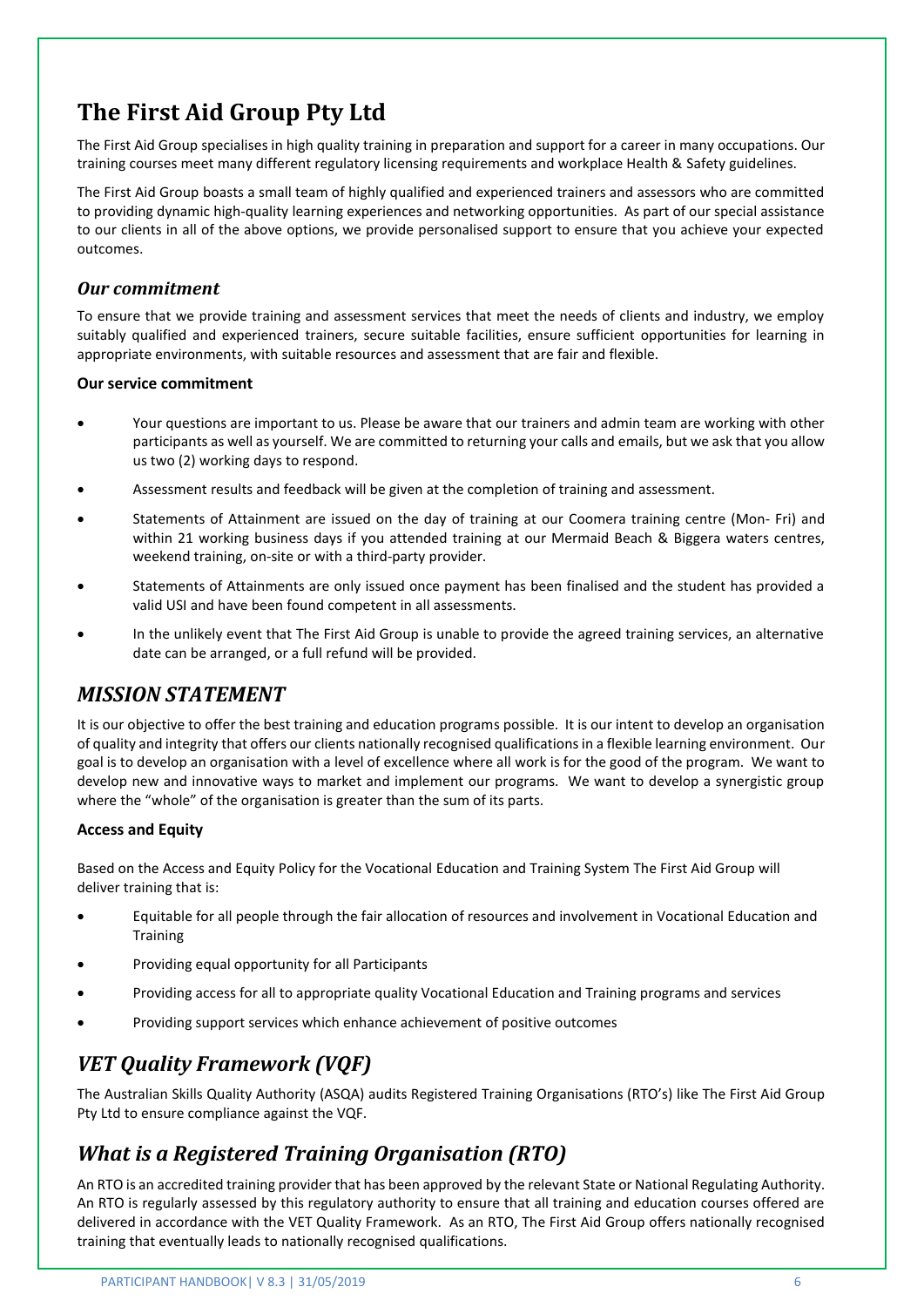# The First Aid Group Pty Ltd

The First Aid Group specialises in high quality training in preparation and support for a career in many occupations. Our training courses meet many different regulatory licensing requirements and workplace Health & Safety guidelines.

The First Aid Group boasts a small team of highly qualified and experienced trainers and assessors who are committed to providing dynamic high-quality learning experiences and networking opportunities. As part of our special assistance to our clients in all of the above options, we provide personalised support to ensure that you achieve your expected outcomes.

### *Our commitment*

To ensure that we provide training and assessment services that meet the needs of clients and industry, we employ suitably qualified and experienced trainers, secure suitable facilities, ensure sufficient opportunities for learning in appropriate environments, with suitable resources and assessment that are fair and flexible.

**Our service commitment**

- Your questions are important to us. Please be aware that our trainers and admin team are working with other participants as well as yourself. We are committed to returning your calls and emails, but we ask that you allow us two (2) working days to respond.
- Assessment results and feedback will be given at the completion of training and assessment.
- Statements of Attainment are issued on the day of training at our Coomera training centre (Mon- Fri) and within 21 working business days if you attended training at our Mermaid Beach & Biggera waters centres, weekend training, on-site or with a third-party provider.
- Statements of Attainments are only issued once payment has been finalised and the student has provided a valid USI and have been found competent in all assessments.
- In the unlikely event that The First Aid Group is unable to provide the agreed training services, an alternative date can be arranged, or a full refund will be provided.

## *MISSION STATEMENT*

It is our objective to offer the best training and education programs possible. It is our intent to develop an organisation of quality and integrity that offers our clients nationally recognised qualifications in a flexible learning environment. Our goal is to develop an organisation with a level of excellence where all work is for the good of the program. We want to develop new and innovative ways to market and implement our programs. We want to develop a synergistic group where the "whole" of the organisation is greater than the sum of its parts.

**Access and Equity**

Based on the Access and Equity Policy for the Vocational Education and Training System The First Aid Group will deliver training that is:

- Equitable for all people through the fair allocation of resources and involvement in Vocational Education and Training
- Providing equal opportunity for all Participants
- Providing access for all to appropriate quality Vocational Education and Training programs and services
- Providing support services which enhance achievement of positive outcomes

## *VET Quality Framework (VQF)*

The Australian Skills Quality Authority (ASQA) audits Registered Training Organisations (RTO's) like The First Aid Group Pty Ltd to ensure compliance against the VQF.

## *What is a Registered Training Organisation (RTO)*

An RTO is an accredited training provider that has been approved by the relevant State or National Regulating Authority. An RTO is regularly assessed by this regulatory authority to ensure that all training and education courses offered are delivered in accordance with the VET Quality Framework. As an RTO, The First Aid Group offers nationally recognised training that eventually leads to nationally recognised qualifications.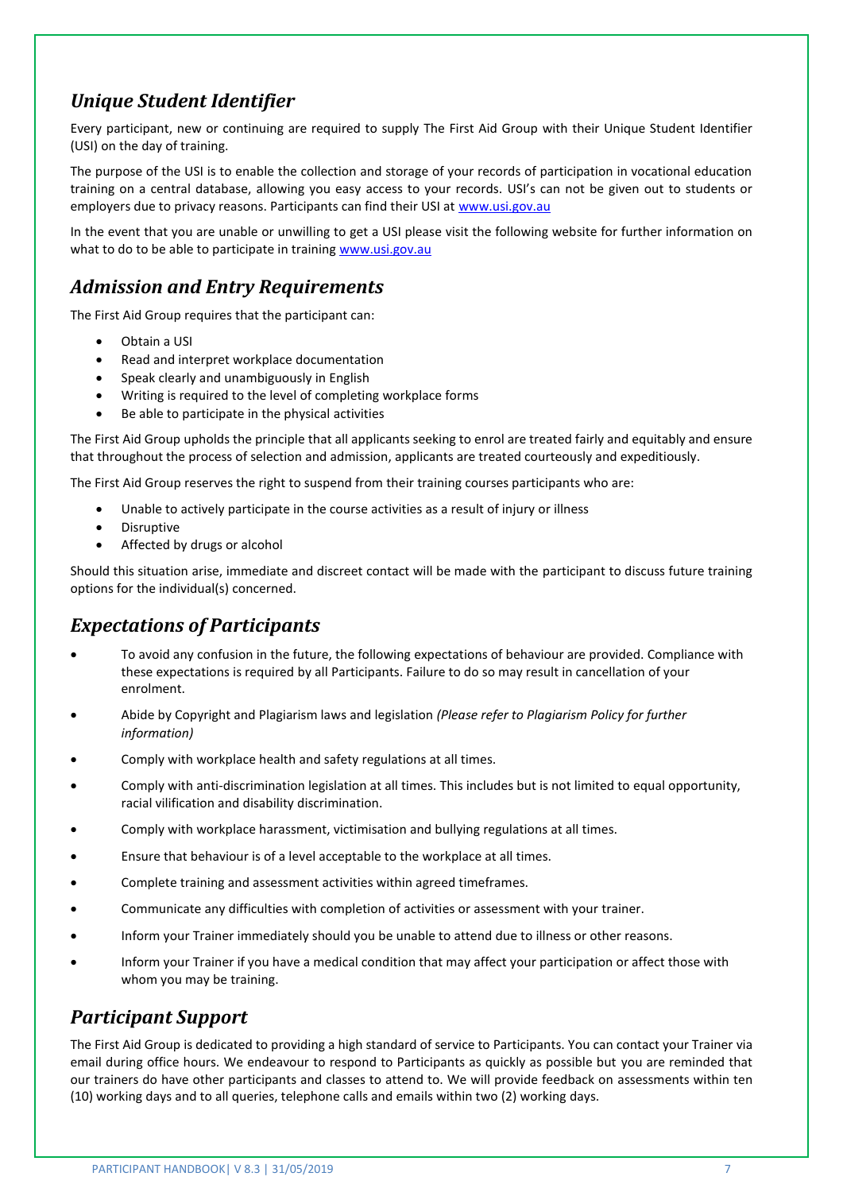## *Unique Student Identifier*

Every participant, new or continuing are required to supply The First Aid Group with their Unique Student Identifier (USI) on the day of training.

The purpose of the USI is to enable the collection and storage of your records of participation in vocational education training on a central database, allowing you easy access to your records. USI's can not be given out to students or employers due to privacy reasons. Participants can find their USI at [www.usi.gov.au](http://www.usi.gov.au)

In the event that you are unable or unwilling to get a USI please visit the following website for further information on what to do to be able to participate in training [www.usi.gov.au](http://www.usi.gov.au)

## *Admission and Entry Requirements*

The First Aid Group requires that the participant can:

- Obtain a USI
- Read and interpret workplace documentation
- Speak clearly and unambiguously in English
- Writing is required to the level of completing workplace forms
- Be able to participate in the physical activities

The First Aid Group upholds the principle that all applicants seeking to enrol are treated fairly and equitably and ensure that throughout the process of selection and admission, applicants are treated courteously and expeditiously.

The First Aid Group reserves the right to suspend from their training courses participants who are:

- Unable to actively participate in the course activities as a result of injury or illness
- Disruptive
- Affected by drugs or alcohol

Should this situation arise, immediate and discreet contact will be made with the participant to discuss future training options for the individual(s) concerned.

## *Expectations of Participants*

- To avoid any confusion in the future, the following expectations of behaviour are provided. Compliance with these expectations is required by all Participants. Failure to do so may result in cancellation of your enrolment.
- Abide by Copyright and Plagiarism laws and legislation *(Please refer to Plagiarism Policy for further information)*
- Comply with workplace health and safety regulations at all times.
- Comply with anti-discrimination legislation at all times. This includes but is not limited to equal opportunity, racial vilification and disability discrimination.
- Comply with workplace harassment, victimisation and bullying regulations at all times.
- Ensure that behaviour is of a level acceptable to the workplace at all times.
- Complete training and assessment activities within agreed timeframes.
- Communicate any difficulties with completion of activities or assessment with your trainer.
- Inform your Trainer immediately should you be unable to attend due to illness or other reasons.
- Inform your Trainer if you have a medical condition that may affect your participation or affect those with whom you may be training.

## *Participant Support*

The First Aid Group is dedicated to providing a high standard of service to Participants. You can contact your Trainer via email during office hours. We endeavour to respond to Participants as quickly as possible but you are reminded that our trainers do have other participants and classes to attend to. We will provide feedback on assessments within ten (10) working days and to all queries, telephone calls and emails within two (2) working days.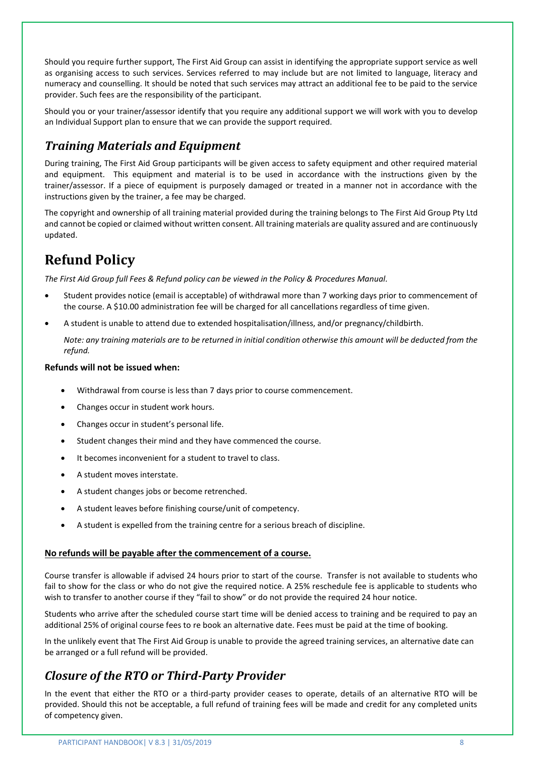Should you require further support, The First Aid Group can assist in identifying the appropriate support service as well as organising access to such services. Services referred to may include but are not limited to language, literacy and numeracy and counselling. It should be noted that such services may attract an additional fee to be paid to the service provider. Such fees are the responsibility of the participant.

Should you or your trainer/assessor identify that you require any additional support we will work with you to develop an Individual Support plan to ensure that we can provide the support required.

## *Training Materials and Equipment*

During training, The First Aid Group participants will be given access to safety equipment and other required material and equipment. This equipment and material is to be used in accordance with the instructions given by the trainer/assessor. If a piece of equipment is purposely damaged or treated in a manner not in accordance with the instructions given by the trainer, a fee may be charged.

The copyright and ownership of all training material provided during the training belongs to The First Aid Group Pty Ltd and cannot be copied or claimed without written consent. All training materials are quality assured and are continuously updated.

# Refund Policy

*The First Aid Group full Fees & Refund policy can be viewed in the Policy & Procedures Manual.*

- Student provides notice (email is acceptable) of withdrawal more than 7 working days prior to commencement of the course. A $10.00 administration fee will be charged for all cancellations regardless of time given.
- A student is unable to attend due to extended hospitalisation/illness, and/or pregnancy/childbirth.

  *Note: any training materials are to be returned in initial condition otherwise this amount will be deducted from the refund.*

**Refunds will not be issued when:**

- Withdrawal from course is less than 7 days prior to course commencement.
- Changes occur in student work hours.
- Changes occur in student's personal life.
- Student changes their mind and they have commenced the course.
- It becomes inconvenient for a student to travel to class.
- A student moves interstate.
- A student changes jobs or become retrenched.
- A student leaves before finishing course/unit of competency.
- A student is expelled from the training centre for a serious breach of discipline.

**<u>No refunds will be payable after the commencement of a course.</u>**

Course transfer is allowable if advised 24 hours prior to start of the course. Transfer is not available to students who fail to show for the class or who do not give the required notice. A 25% reschedule fee is applicable to students who wish to transfer to another course if they "fail to show" or do not provide the required 24 hour notice.

Students who arrive after the scheduled course start time will be denied access to training and be required to pay an additional 25% of original course fees to re book an alternative date. Fees must be paid at the time of booking.

In the unlikely event that The First Aid Group is unable to provide the agreed training services, an alternative date can be arranged or a full refund will be provided.

## *Closure of the RTO or Third-Party Provider*

In the event that either the RTO or a third-party provider ceases to operate, details of an alternative RTO will be provided. Should this not be acceptable, a full refund of training fees will be made and credit for any completed units of competency given.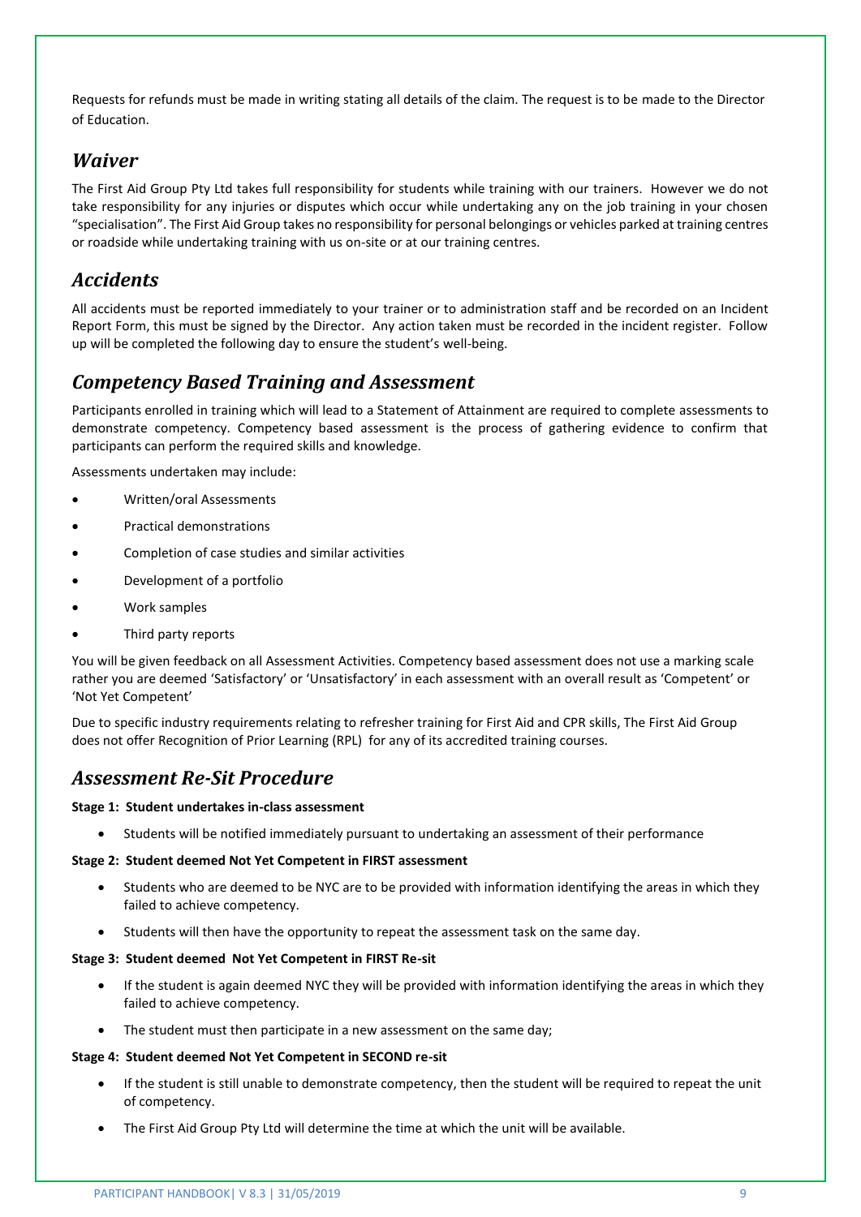Requests for refunds must be made in writing stating all details of the claim. The request is to be made to the Director of Education.

## *Waiver*

The First Aid Group Pty Ltd takes full responsibility for students while training with our trainers. However we do not take responsibility for any injuries or disputes which occur while undertaking any on the job training in your chosen "specialisation". The First Aid Group takes no responsibility for personal belongings or vehicles parked at training centres or roadside while undertaking training with us on-site or at our training centres.

## *Accidents*

All accidents must be reported immediately to your trainer or to administration staff and be recorded on an Incident Report Form, this must be signed by the Director. Any action taken must be recorded in the incident register. Follow up will be completed the following day to ensure the student's well-being.

## *Competency Based Training and Assessment*

Participants enrolled in training which will lead to a Statement of Attainment are required to complete assessments to demonstrate competency. Competency based assessment is the process of gathering evidence to confirm that participants can perform the required skills and knowledge.

Assessments undertaken may include:

- Written/oral Assessments
- Practical demonstrations
- Completion of case studies and similar activities
- Development of a portfolio
- Work samples
- Third party reports

You will be given feedback on all Assessment Activities. Competency based assessment does not use a marking scale rather you are deemed 'Satisfactory' or 'Unsatisfactory' in each assessment with an overall result as 'Competent' or 'Not Yet Competent'

Due to specific industry requirements relating to refresher training for First Aid and CPR skills, The First Aid Group does not offer Recognition of Prior Learning (RPL) for any of its accredited training courses.

## *Assessment Re-Sit Procedure*

**Stage 1: Student undertakes in-class assessment**

- Students will be notified immediately pursuant to undertaking an assessment of their performance

**Stage 2: Student deemed Not Yet Competent in FIRST assessment**

- Students who are deemed to be NYC are to be provided with information identifying the areas in which they failed to achieve competency.
- Students will then have the opportunity to repeat the assessment task on the same day.

**Stage 3: Student deemed Not Yet Competent in FIRST Re-sit**

- If the student is again deemed NYC they will be provided with information identifying the areas in which they failed to achieve competency.
- The student must then participate in a new assessment on the same day;

**Stage 4: Student deemed Not Yet Competent in SECOND re-sit**

- If the student is still unable to demonstrate competency, then the student will be required to repeat the unit of competency.
- The First Aid Group Pty Ltd will determine the time at which the unit will be available.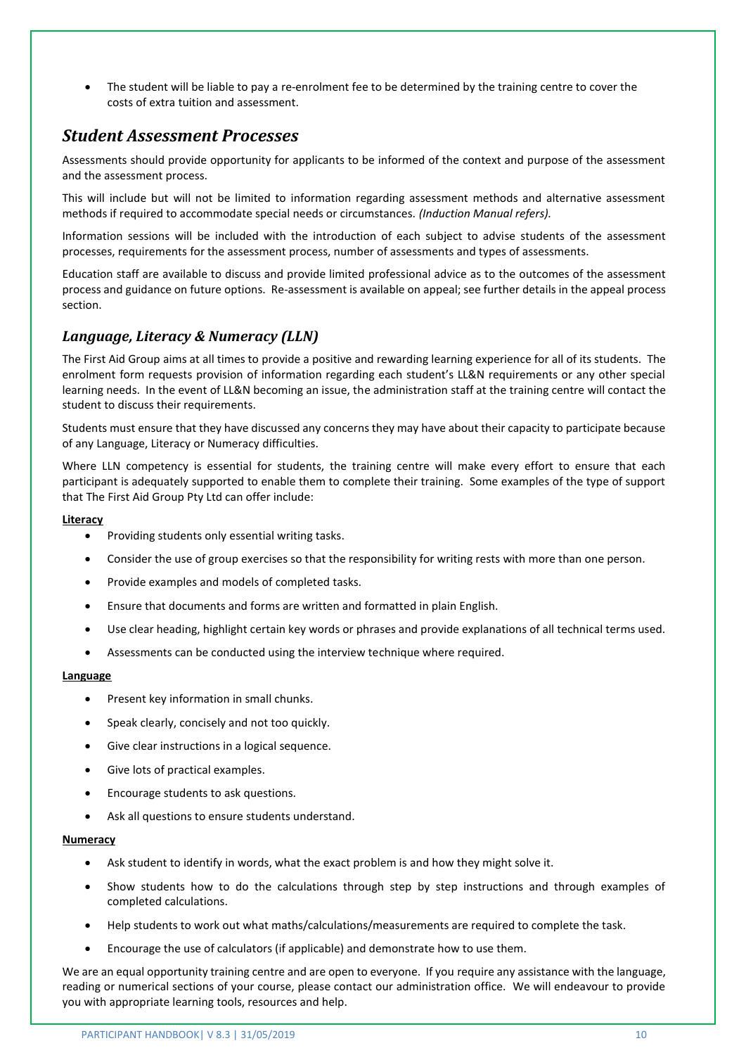- The student will be liable to pay a re-enrolment fee to be determined by the training centre to cover the costs of extra tuition and assessment.

## *Student Assessment Processes*

Assessments should provide opportunity for applicants to be informed of the context and purpose of the assessment and the assessment process.

This will include but will not be limited to information regarding assessment methods and alternative assessment methods if required to accommodate special needs or circumstances. *(Induction Manual refers).*

Information sessions will be included with the introduction of each subject to advise students of the assessment processes, requirements for the assessment process, number of assessments and types of assessments.

Education staff are available to discuss and provide limited professional advice as to the outcomes of the assessment process and guidance on future options. Re-assessment is available on appeal; see further details in the appeal process section.

### *Language, Literacy & Numeracy (LLN)*

The First Aid Group aims at all times to provide a positive and rewarding learning experience for all of its students. The enrolment form requests provision of information regarding each student's LL&N requirements or any other special learning needs. In the event of LL&N becoming an issue, the administration staff at the training centre will contact the student to discuss their requirements.

Students must ensure that they have discussed any concerns they may have about their capacity to participate because of any Language, Literacy or Numeracy difficulties.

Where LLN competency is essential for students, the training centre will make every effort to ensure that each participant is adequately supported to enable them to complete their training. Some examples of the type of support that The First Aid Group Pty Ltd can offer include:

**Literacy**

- Providing students only essential writing tasks.
- Consider the use of group exercises so that the responsibility for writing rests with more than one person.
- Provide examples and models of completed tasks.
- Ensure that documents and forms are written and formatted in plain English.
- Use clear heading, highlight certain key words or phrases and provide explanations of all technical terms used.
- Assessments can be conducted using the interview technique where required.

**Language**

- Present key information in small chunks.
- Speak clearly, concisely and not too quickly.
- Give clear instructions in a logical sequence.
- Give lots of practical examples.
- Encourage students to ask questions.
- Ask all questions to ensure students understand.

**Numeracy**

- Ask student to identify in words, what the exact problem is and how they might solve it.
- Show students how to do the calculations through step by step instructions and through examples of completed calculations.
- Help students to work out what maths/calculations/measurements are required to complete the task.
- Encourage the use of calculators (if applicable) and demonstrate how to use them.

We are an equal opportunity training centre and are open to everyone. If you require any assistance with the language, reading or numerical sections of your course, please contact our administration office. We will endeavour to provide you with appropriate learning tools, resources and help.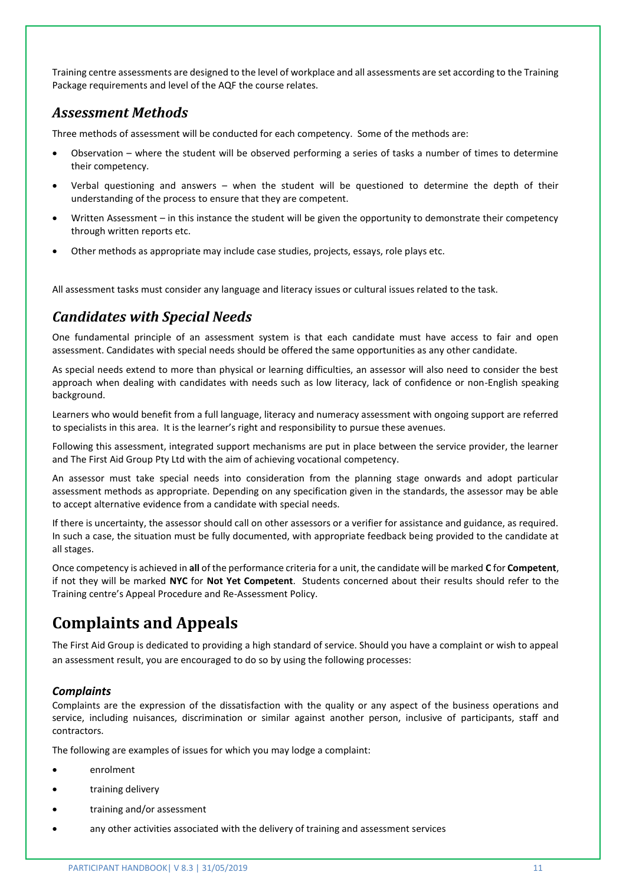Training centre assessments are designed to the level of workplace and all assessments are set according to the Training Package requirements and level of the AQF the course relates.

## *Assessment Methods*

Three methods of assessment will be conducted for each competency. Some of the methods are:

- Observation – where the student will be observed performing a series of tasks a number of times to determine their competency.
- Verbal questioning and answers – when the student will be questioned to determine the depth of their understanding of the process to ensure that they are competent.
- Written Assessment – in this instance the student will be given the opportunity to demonstrate their competency through written reports etc.
- Other methods as appropriate may include case studies, projects, essays, role plays etc.

All assessment tasks must consider any language and literacy issues or cultural issues related to the task.

## *Candidates with Special Needs*

One fundamental principle of an assessment system is that each candidate must have access to fair and open assessment. Candidates with special needs should be offered the same opportunities as any other candidate.

As special needs extend to more than physical or learning difficulties, an assessor will also need to consider the best approach when dealing with candidates with needs such as low literacy, lack of confidence or non-English speaking background.

Learners who would benefit from a full language, literacy and numeracy assessment with ongoing support are referred to specialists in this area. It is the learner's right and responsibility to pursue these avenues.

Following this assessment, integrated support mechanisms are put in place between the service provider, the learner and The First Aid Group Pty Ltd with the aim of achieving vocational competency.

An assessor must take special needs into consideration from the planning stage onwards and adopt particular assessment methods as appropriate. Depending on any specification given in the standards, the assessor may be able to accept alternative evidence from a candidate with special needs.

If there is uncertainty, the assessor should call on other assessors or a verifier for assistance and guidance, as required. In such a case, the situation must be fully documented, with appropriate feedback being provided to the candidate at all stages.

Once competency is achieved in **all** of the performance criteria for a unit, the candidate will be marked **C** for **Competent**, if not they will be marked **NYC** for **Not Yet Competent**. Students concerned about their results should refer to the Training centre's Appeal Procedure and Re-Assessment Policy.

# Complaints and Appeals

The First Aid Group is dedicated to providing a high standard of service. Should you have a complaint or wish to appeal an assessment result, you are encouraged to do so by using the following processes:

### *Complaints*

Complaints are the expression of the dissatisfaction with the quality or any aspect of the business operations and service, including nuisances, discrimination or similar against another person, inclusive of participants, staff and contractors.

The following are examples of issues for which you may lodge a complaint:

- enrolment
- training delivery
- training and/or assessment
- any other activities associated with the delivery of training and assessment services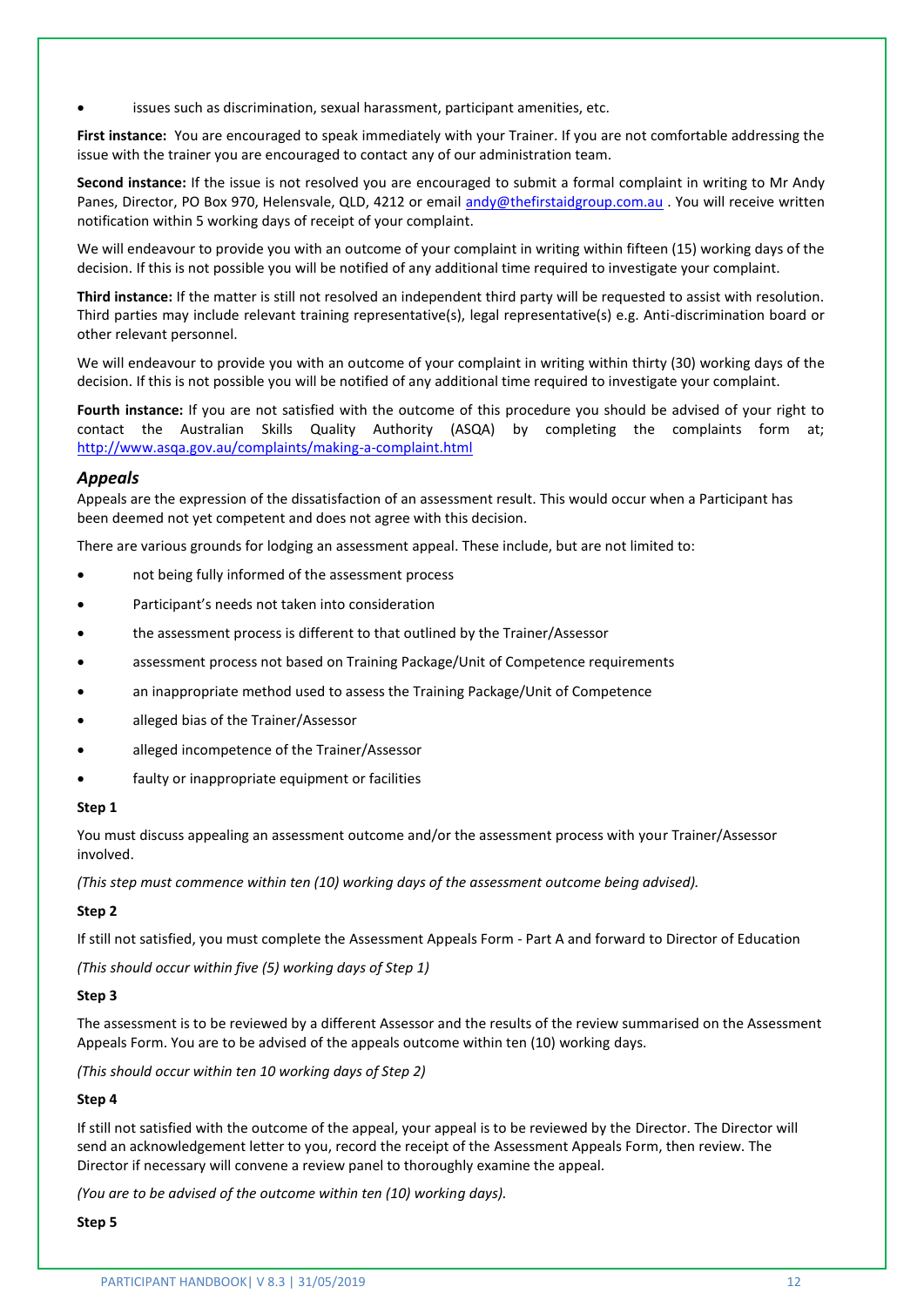- issues such as discrimination, sexual harassment, participant amenities, etc.

**First instance:** You are encouraged to speak immediately with your Trainer. If you are not comfortable addressing the issue with the trainer you are encouraged to contact any of our administration team.

**Second instance:** If the issue is not resolved you are encouraged to submit a formal complaint in writing to Mr Andy Panes, Director, PO Box 970, Helensvale, QLD, 4212 or email andy@thefirstaidgroup.com.au . You will receive written notification within 5 working days of receipt of your complaint.

We will endeavour to provide you with an outcome of your complaint in writing within fifteen (15) working days of the decision. If this is not possible you will be notified of any additional time required to investigate your complaint.

**Third instance:** If the matter is still not resolved an independent third party will be requested to assist with resolution. Third parties may include relevant training representative(s), legal representative(s) e.g. Anti-discrimination board or other relevant personnel.

We will endeavour to provide you with an outcome of your complaint in writing within thirty (30) working days of the decision. If this is not possible you will be notified of any additional time required to investigate your complaint.

**Fourth instance:** If you are not satisfied with the outcome of this procedure you should be advised of your right to contact the Australian Skills Quality Authority (ASQA) by completing the complaints form at; http://www.asqa.gov.au/complaints/making-a-complaint.html

### *Appeals*

Appeals are the expression of the dissatisfaction of an assessment result. This would occur when a Participant has been deemed not yet competent and does not agree with this decision.

There are various grounds for lodging an assessment appeal. These include, but are not limited to:

- not being fully informed of the assessment process
- Participant's needs not taken into consideration
- the assessment process is different to that outlined by the Trainer/Assessor
- assessment process not based on Training Package/Unit of Competence requirements
- an inappropriate method used to assess the Training Package/Unit of Competence
- alleged bias of the Trainer/Assessor
- alleged incompetence of the Trainer/Assessor
- faulty or inappropriate equipment or facilities

**Step 1**

You must discuss appealing an assessment outcome and/or the assessment process with your Trainer/Assessor involved.

*(This step must commence within ten (10) working days of the assessment outcome being advised).*

**Step 2**

If still not satisfied, you must complete the Assessment Appeals Form - Part A and forward to Director of Education

*(This should occur within five (5) working days of Step 1)*

**Step 3**

The assessment is to be reviewed by a different Assessor and the results of the review summarised on the Assessment Appeals Form. You are to be advised of the appeals outcome within ten (10) working days.

*(This should occur within ten 10 working days of Step 2)*

**Step 4**

If still not satisfied with the outcome of the appeal, your appeal is to be reviewed by the Director. The Director will send an acknowledgement letter to you, record the receipt of the Assessment Appeals Form, then review. The Director if necessary will convene a review panel to thoroughly examine the appeal.

*(You are to be advised of the outcome within ten (10) working days).*

**Step 5**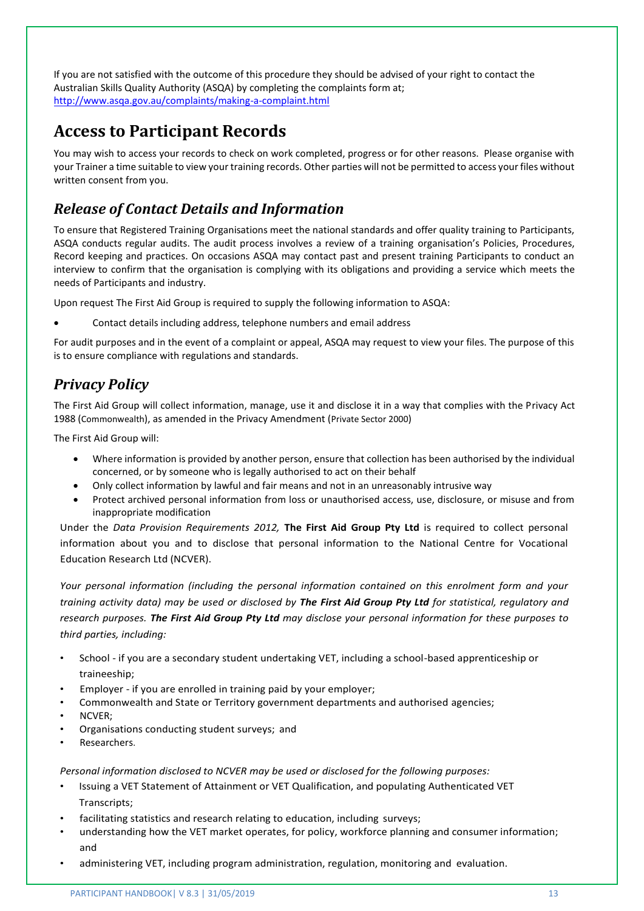If you are not satisfied with the outcome of this procedure they should be advised of your right to contact the Australian Skills Quality Authority (ASQA) by completing the complaints form at;
http://www.asqa.gov.au/complaints/making-a-complaint.html

# Access to Participant Records

You may wish to access your records to check on work completed, progress or for other reasons. Please organise with your Trainer a time suitable to view your training records. Other parties will not be permitted to access your files without written consent from you.

## *Release of Contact Details and Information*

To ensure that Registered Training Organisations meet the national standards and offer quality training to Participants, ASQA conducts regular audits. The audit process involves a review of a training organisation's Policies, Procedures, Record keeping and practices. On occasions ASQA may contact past and present training Participants to conduct an interview to confirm that the organisation is complying with its obligations and providing a service which meets the needs of Participants and industry.

Upon request The First Aid Group is required to supply the following information to ASQA:

- Contact details including address, telephone numbers and email address

For audit purposes and in the event of a complaint or appeal, ASQA may request to view your files. The purpose of this is to ensure compliance with regulations and standards.

## *Privacy Policy*

The First Aid Group will collect information, manage, use it and disclose it in a way that complies with the Privacy Act 1988 (Commonwealth), as amended in the Privacy Amendment (Private Sector 2000)

The First Aid Group will:

- Where information is provided by another person, ensure that collection has been authorised by the individual concerned, or by someone who is legally authorised to act on their behalf
- Only collect information by lawful and fair means and not in an unreasonably intrusive way
- Protect archived personal information from loss or unauthorised access, use, disclosure, or misuse and from inappropriate modification

Under the *Data Provision Requirements 2012,* **The First Aid Group Pty Ltd** is required to collect personal information about you and to disclose that personal information to the National Centre for Vocational Education Research Ltd (NCVER).

*Your personal information (including the personal information contained on this enrolment form and your training activity data) may be used or disclosed by **The First Aid Group Pty Ltd** for statistical, regulatory and research purposes. **The First Aid Group Pty Ltd** may disclose your personal information for these purposes to third parties, including:*

- School - if you are a secondary student undertaking VET, including a school-based apprenticeship or traineeship;
- Employer - if you are enrolled in training paid by your employer;
- Commonwealth and State or Territory government departments and authorised agencies;
- NCVER;
- Organisations conducting student surveys; and
- Researchers.

*Personal information disclosed to NCVER may be used or disclosed for the following purposes:*

- Issuing a VET Statement of Attainment or VET Qualification, and populating Authenticated VET Transcripts;
- facilitating statistics and research relating to education, including surveys;
- understanding how the VET market operates, for policy, workforce planning and consumer information; and
- administering VET, including program administration, regulation, monitoring and evaluation.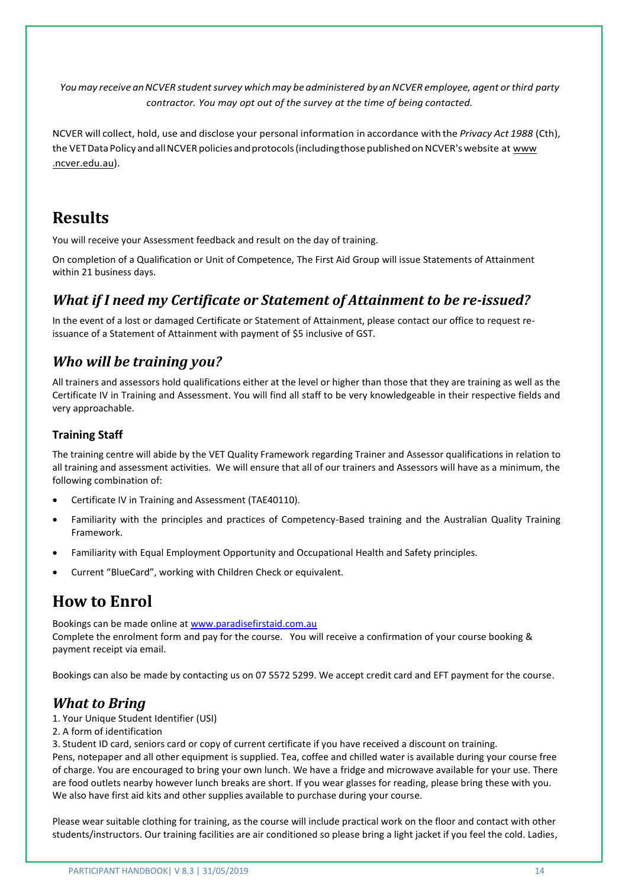*You may receive an NCVER student survey which may be administered by an NCVER employee, agent or third party contractor. You may opt out of the survey at the time of being contacted.*

NCVER will collect, hold, use and disclose your personal information in accordance with the *Privacy Act 1988* (Cth), the VET Data Policy and all NCVER policies and protocols (including those published on NCVER's website at www .ncver.edu.au).

# Results

You will receive your Assessment feedback and result on the day of training.

On completion of a Qualification or Unit of Competence, The First Aid Group will issue Statements of Attainment within 21 business days.

## *What if I need my Certificate or Statement of Attainment to be re-issued?*

In the event of a lost or damaged Certificate or Statement of Attainment, please contact our office to request re-issuance of a Statement of Attainment with payment of $5 inclusive of GST.

## *Who will be training you?*

All trainers and assessors hold qualifications either at the level or higher than those that they are training as well as the Certificate IV in Training and Assessment. You will find all staff to be very knowledgeable in their respective fields and very approachable.

### Training Staff

The training centre will abide by the VET Quality Framework regarding Trainer and Assessor qualifications in relation to all training and assessment activities. We will ensure that all of our trainers and Assessors will have as a minimum, the following combination of:

- Certificate IV in Training and Assessment (TAE40110).
- Familiarity with the principles and practices of Competency-Based training and the Australian Quality Training Framework.
- Familiarity with Equal Employment Opportunity and Occupational Health and Safety principles.
- Current "BlueCard", working with Children Check or equivalent.

# How to Enrol

Bookings can be made online at www.paradisefirstaid.com.au
Complete the enrolment form and pay for the course. You will receive a confirmation of your course booking & payment receipt via email.

Bookings can also be made by contacting us on 07 5572 5299. We accept credit card and EFT payment for the course.

## *What to Bring*

1. Your Unique Student Identifier (USI)
2. A form of identification
3. Student ID card, seniors card or copy of current certificate if you have received a discount on training.

Pens, notepaper and all other equipment is supplied. Tea, coffee and chilled water is available during your course free of charge. You are encouraged to bring your own lunch. We have a fridge and microwave available for your use. There are food outlets nearby however lunch breaks are short. If you wear glasses for reading, please bring these with you. We also have first aid kits and other supplies available to purchase during your course.

Please wear suitable clothing for training, as the course will include practical work on the floor and contact with other students/instructors. Our training facilities are air conditioned so please bring a light jacket if you feel the cold. Ladies,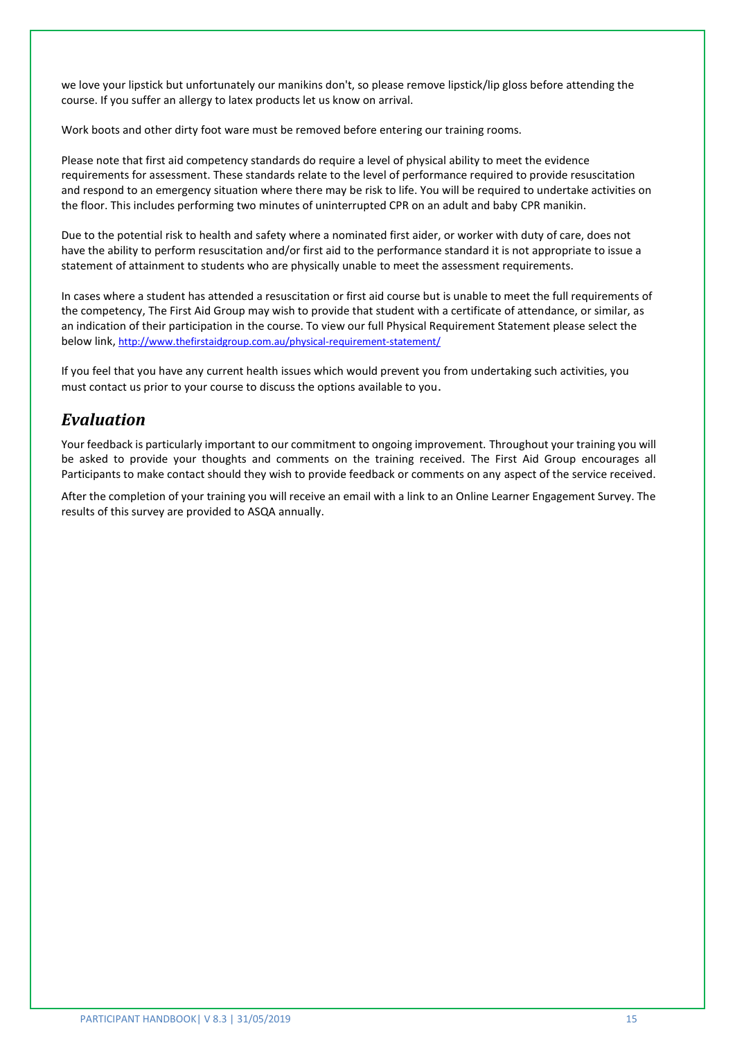we love your lipstick but unfortunately our manikins don't, so please remove lipstick/lip gloss before attending the course. If you suffer an allergy to latex products let us know on arrival.

Work boots and other dirty foot ware must be removed before entering our training rooms.

Please note that first aid competency standards do require a level of physical ability to meet the evidence requirements for assessment. These standards relate to the level of performance required to provide resuscitation and respond to an emergency situation where there may be risk to life. You will be required to undertake activities on the floor. This includes performing two minutes of uninterrupted CPR on an adult and baby CPR manikin.

Due to the potential risk to health and safety where a nominated first aider, or worker with duty of care, does not have the ability to perform resuscitation and/or first aid to the performance standard it is not appropriate to issue a statement of attainment to students who are physically unable to meet the assessment requirements.

In cases where a student has attended a resuscitation or first aid course but is unable to meet the full requirements of the competency, The First Aid Group may wish to provide that student with a certificate of attendance, or similar, as an indication of their participation in the course. To view our full Physical Requirement Statement please select the below link, http://www.thefirstaidgroup.com.au/physical-requirement-statement/

If you feel that you have any current health issues which would prevent you from undertaking such activities, you must contact us prior to your course to discuss the options available to you.

## *Evaluation*

Your feedback is particularly important to our commitment to ongoing improvement. Throughout your training you will be asked to provide your thoughts and comments on the training received. The First Aid Group encourages all Participants to make contact should they wish to provide feedback or comments on any aspect of the service received.

After the completion of your training you will receive an email with a link to an Online Learner Engagement Survey. The results of this survey are provided to ASQA annually.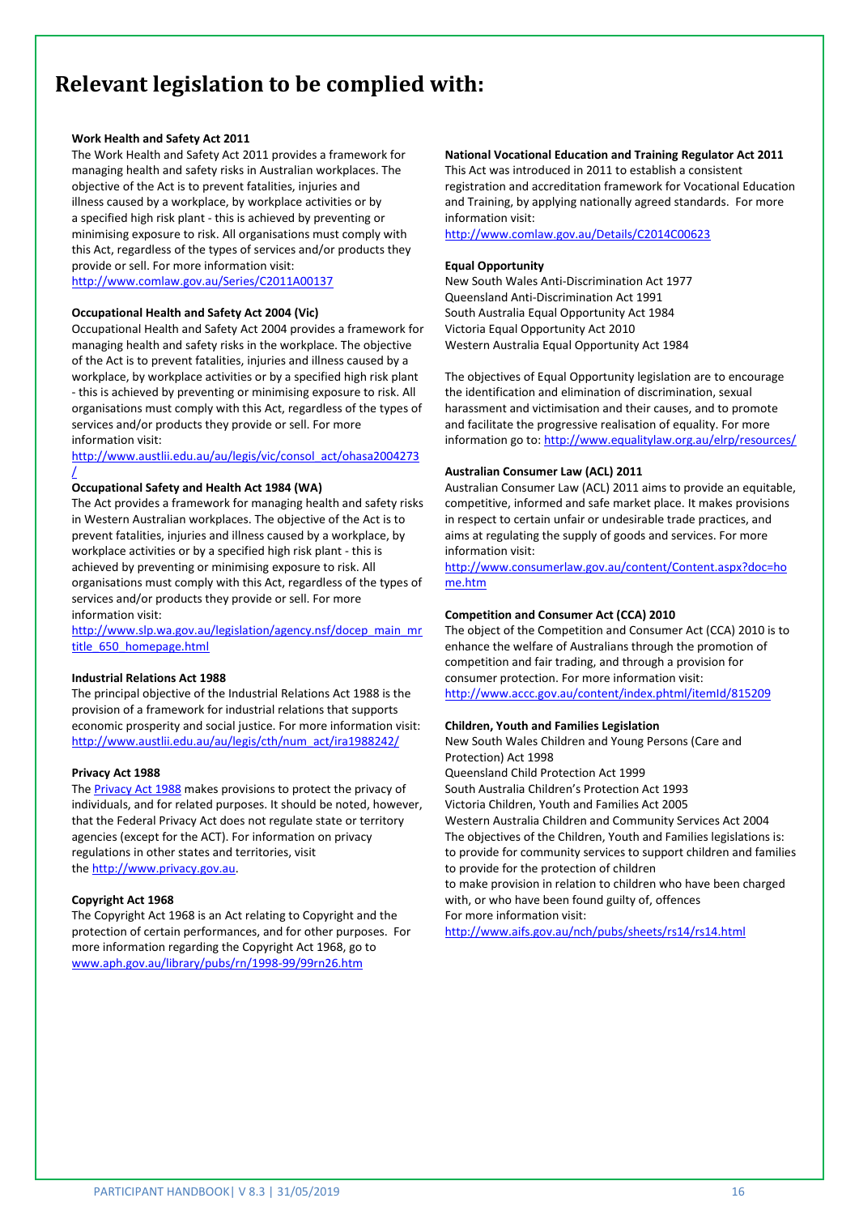# Relevant legislation to be complied with:

**Work Health and Safety Act 2011**

The Work Health and Safety Act 2011 provides a framework for managing health and safety risks in Australian workplaces. The objective of the Act is to prevent fatalities, injuries and illness caused by a workplace, by workplace activities or by a specified high risk plant - this is achieved by preventing or minimising exposure to risk. All organisations must comply with this Act, regardless of the types of services and/or products they provide or sell. For more information visit:
http://www.comlaw.gov.au/Series/C2011A00137

**Occupational Health and Safety Act 2004 (Vic)**

Occupational Health and Safety Act 2004 provides a framework for managing health and safety risks in the workplace. The objective of the Act is to prevent fatalities, injuries and illness caused by a workplace, by workplace activities or by a specified high risk plant - this is achieved by preventing or minimising exposure to risk. All organisations must comply with this Act, regardless of the types of services and/or products they provide or sell. For more information visit:
http://www.austlii.edu.au/au/legis/vic/consol_act/ohasa2004273/

**Occupational Safety and Health Act 1984 (WA)**

The Act provides a framework for managing health and safety risks in Western Australian workplaces. The objective of the Act is to prevent fatalities, injuries and illness caused by a workplace, by workplace activities or by a specified high risk plant - this is achieved by preventing or minimising exposure to risk. All organisations must comply with this Act, regardless of the types of services and/or products they provide or sell. For more information visit:
http://www.slp.wa.gov.au/legislation/agency.nsf/docep_main_mrtitle_650_homepage.html

**Industrial Relations Act 1988**

The principal objective of the Industrial Relations Act 1988 is the provision of a framework for industrial relations that supports economic prosperity and social justice. For more information visit: http://www.austlii.edu.au/au/legis/cth/num_act/ira1988242/

**Privacy Act 1988**

The Privacy Act 1988 makes provisions to protect the privacy of individuals, and for related purposes. It should be noted, however, that the Federal Privacy Act does not regulate state or territory agencies (except for the ACT). For information on privacy regulations in other states and territories, visit the http://www.privacy.gov.au.

**Copyright Act 1968**

The Copyright Act 1968 is an Act relating to Copyright and the protection of certain performances, and for other purposes. For more information regarding the Copyright Act 1968, go to www.aph.gov.au/library/pubs/rn/1998-99/99rn26.htm

**National Vocational Education and Training Regulator Act 2011**

This Act was introduced in 2011 to establish a consistent registration and accreditation framework for Vocational Education and Training, by applying nationally agreed standards. For more information visit:
http://www.comlaw.gov.au/Details/C2014C00623

**Equal Opportunity**

New South Wales Anti-Discrimination Act 1977
Queensland Anti-Discrimination Act 1991
South Australia Equal Opportunity Act 1984
Victoria Equal Opportunity Act 2010
Western Australia Equal Opportunity Act 1984

The objectives of Equal Opportunity legislation are to encourage the identification and elimination of discrimination, sexual harassment and victimisation and their causes, and to promote and facilitate the progressive realisation of equality. For more information go to: http://www.equalitylaw.org.au/elrp/resources/

**Australian Consumer Law (ACL) 2011**

Australian Consumer Law (ACL) 2011 aims to provide an equitable, competitive, informed and safe market place. It makes provisions in respect to certain unfair or undesirable trade practices, and aims at regulating the supply of goods and services. For more information visit:
http://www.consumerlaw.gov.au/content/Content.aspx?doc=home.htm

**Competition and Consumer Act (CCA) 2010**

The object of the Competition and Consumer Act (CCA) 2010 is to enhance the welfare of Australians through the promotion of competition and fair trading, and through a provision for consumer protection. For more information visit:
http://www.accc.gov.au/content/index.phtml/itemId/815209

**Children, Youth and Families Legislation**

New South Wales Children and Young Persons (Care and Protection) Act 1998
Queensland Child Protection Act 1999
South Australia Children's Protection Act 1993
Victoria Children, Youth and Families Act 2005
Western Australia Children and Community Services Act 2004
The objectives of the Children, Youth and Families legislations is:
to provide for community services to support children and families
to provide for the protection of children
to make provision in relation to children who have been charged with, or who have been found guilty of, offences
For more information visit:
http://www.aifs.gov.au/nch/pubs/sheets/rs14/rs14.html